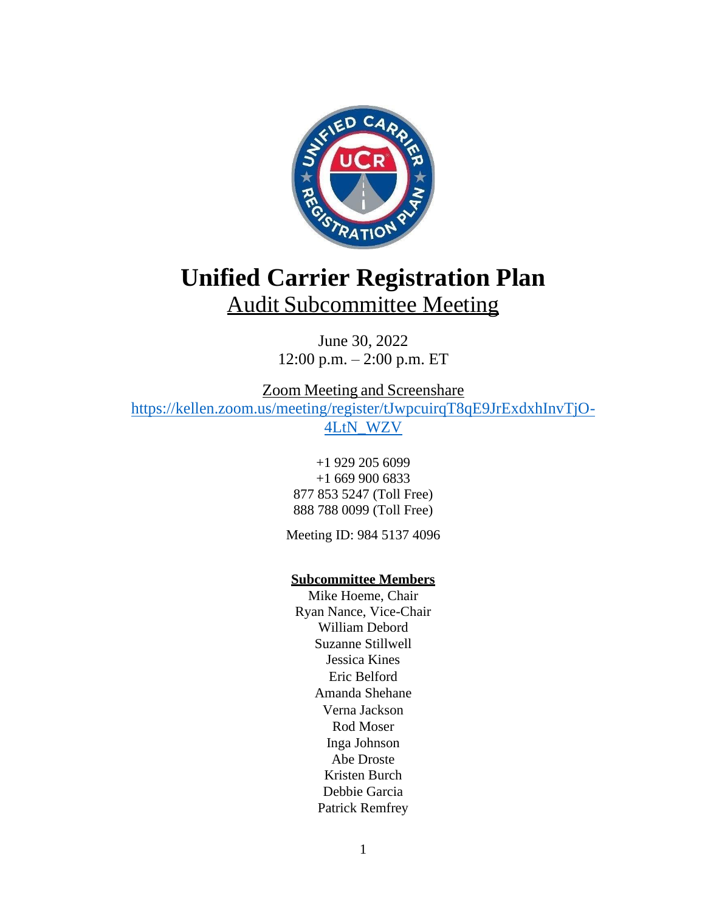# Unified Carrier Registration Plan

## Audit Subcommittee Meeting

June 30, 2022
12:00 p.m. – 2:00 p.m. ET

Zoom Meeting and Screenshare
https://kellen.zoom.us/meeting/register/tJwpcuirqT8qE9JrExdxhInvTjO-4LtN_WZV

+1 929 205 6099
+1 669 900 6833
877 853 5247 (Toll Free)
888 788 0099 (Toll Free)

Meeting ID: 984 5137 4096

**Subcommittee Members**

Mike Hoeme, Chair
Ryan Nance, Vice-Chair
William Debord
Suzanne Stillwell
Jessica Kines
Eric Belford
Amanda Shehane
Verna Jackson
Rod Moser
Inga Johnson
Abe Droste
Kristen Burch
Debbie Garcia
Patrick Remfrey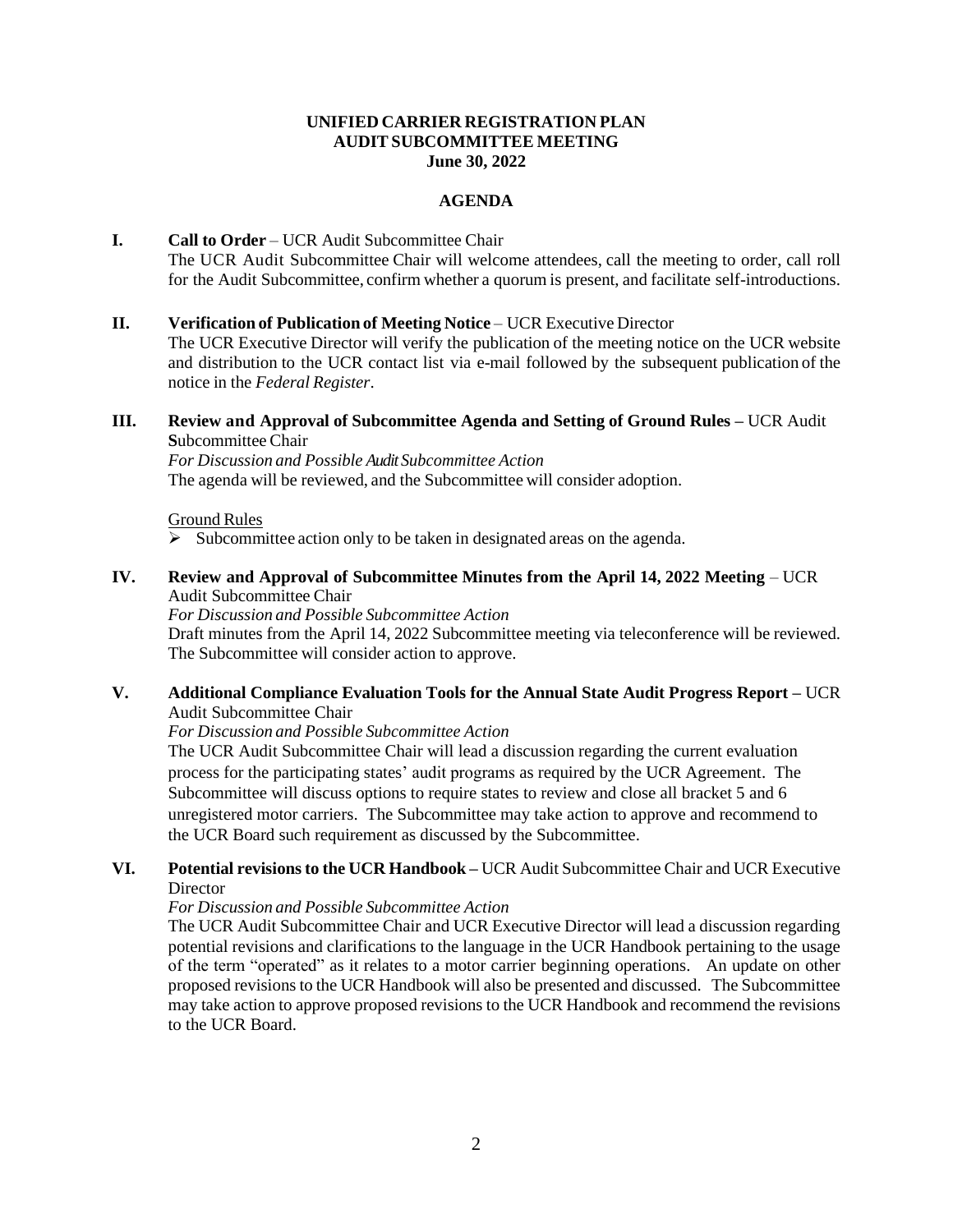**UNIFIED CARRIER REGISTRATION PLAN**
**AUDIT SUBCOMMITTEE MEETING**
**June 30, 2022**

**AGENDA**

**I. Call to Order** – UCR Audit Subcommittee Chair

The UCR Audit Subcommittee Chair will welcome attendees, call the meeting to order, call roll for the Audit Subcommittee, confirm whether a quorum is present, and facilitate self-introductions.

**II. Verification of Publication of Meeting Notice** – UCR Executive Director

The UCR Executive Director will verify the publication of the meeting notice on the UCR website and distribution to the UCR contact list via e-mail followed by the subsequent publication of the notice in the *Federal Register*.

**III. Review and Approval of Subcommittee Agenda and Setting of Ground Rules –** UCR Audit **S**ubcommittee Chair

*For Discussion and Possible Audit Subcommittee Action*

The agenda will be reviewed, and the Subcommittee will consider adoption.

Ground Rules

- Subcommittee action only to be taken in designated areas on the agenda.

**IV. Review and Approval of Subcommittee Minutes from the April 14, 2022 Meeting** – UCR Audit Subcommittee Chair

*For Discussion and Possible Subcommittee Action*

Draft minutes from the April 14, 2022 Subcommittee meeting via teleconference will be reviewed. The Subcommittee will consider action to approve.

**V. Additional Compliance Evaluation Tools for the Annual State Audit Progress Report –** UCR Audit Subcommittee Chair

*For Discussion and Possible Subcommittee Action*

The UCR Audit Subcommittee Chair will lead a discussion regarding the current evaluation process for the participating states' audit programs as required by the UCR Agreement. The Subcommittee will discuss options to require states to review and close all bracket 5 and 6 unregistered motor carriers. The Subcommittee may take action to approve and recommend to the UCR Board such requirement as discussed by the Subcommittee.

**VI. Potential revisions to the UCR Handbook –** UCR Audit Subcommittee Chair and UCR Executive Director

*For Discussion and Possible Subcommittee Action*

The UCR Audit Subcommittee Chair and UCR Executive Director will lead a discussion regarding potential revisions and clarifications to the language in the UCR Handbook pertaining to the usage of the term "operated" as it relates to a motor carrier beginning operations. An update on other proposed revisions to the UCR Handbook will also be presented and discussed. The Subcommittee may take action to approve proposed revisions to the UCR Handbook and recommend the revisions to the UCR Board.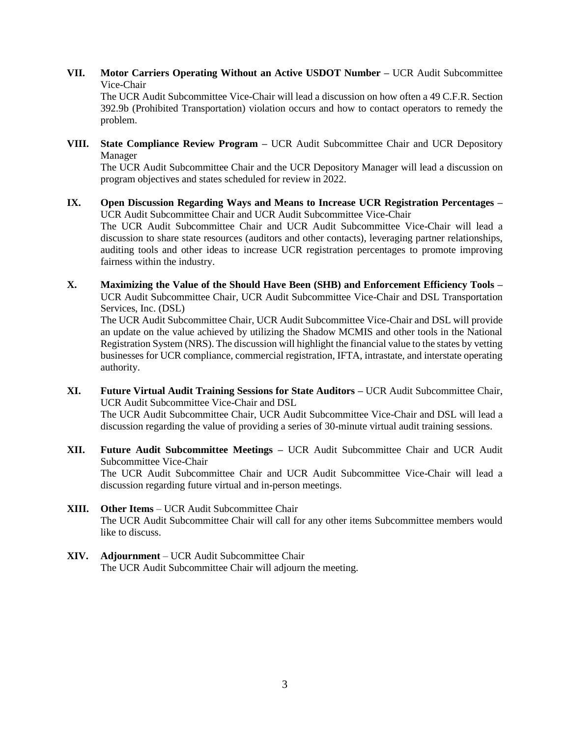**VII. Motor Carriers Operating Without an Active USDOT Number –** UCR Audit Subcommittee Vice-Chair

The UCR Audit Subcommittee Vice-Chair will lead a discussion on how often a 49 C.F.R. Section 392.9b (Prohibited Transportation) violation occurs and how to contact operators to remedy the problem.

**VIII. State Compliance Review Program –** UCR Audit Subcommittee Chair and UCR Depository Manager

The UCR Audit Subcommittee Chair and the UCR Depository Manager will lead a discussion on program objectives and states scheduled for review in 2022.

**IX. Open Discussion Regarding Ways and Means to Increase UCR Registration Percentages –** UCR Audit Subcommittee Chair and UCR Audit Subcommittee Vice-Chair

The UCR Audit Subcommittee Chair and UCR Audit Subcommittee Vice-Chair will lead a discussion to share state resources (auditors and other contacts), leveraging partner relationships, auditing tools and other ideas to increase UCR registration percentages to promote improving fairness within the industry.

**X. Maximizing the Value of the Should Have Been (SHB) and Enforcement Efficiency Tools –** UCR Audit Subcommittee Chair, UCR Audit Subcommittee Vice-Chair and DSL Transportation Services, Inc. (DSL)

The UCR Audit Subcommittee Chair, UCR Audit Subcommittee Vice-Chair and DSL will provide an update on the value achieved by utilizing the Shadow MCMIS and other tools in the National Registration System (NRS). The discussion will highlight the financial value to the states by vetting businesses for UCR compliance, commercial registration, IFTA, intrastate, and interstate operating authority.

**XI. Future Virtual Audit Training Sessions for State Auditors –** UCR Audit Subcommittee Chair, UCR Audit Subcommittee Vice-Chair and DSL

The UCR Audit Subcommittee Chair, UCR Audit Subcommittee Vice-Chair and DSL will lead a discussion regarding the value of providing a series of 30-minute virtual audit training sessions.

**XII. Future Audit Subcommittee Meetings –** UCR Audit Subcommittee Chair and UCR Audit Subcommittee Vice-Chair

The UCR Audit Subcommittee Chair and UCR Audit Subcommittee Vice-Chair will lead a discussion regarding future virtual and in-person meetings.

**XIII. Other Items** – UCR Audit Subcommittee Chair

The UCR Audit Subcommittee Chair will call for any other items Subcommittee members would like to discuss.

**XIV. Adjournment** – UCR Audit Subcommittee Chair

The UCR Audit Subcommittee Chair will adjourn the meeting.